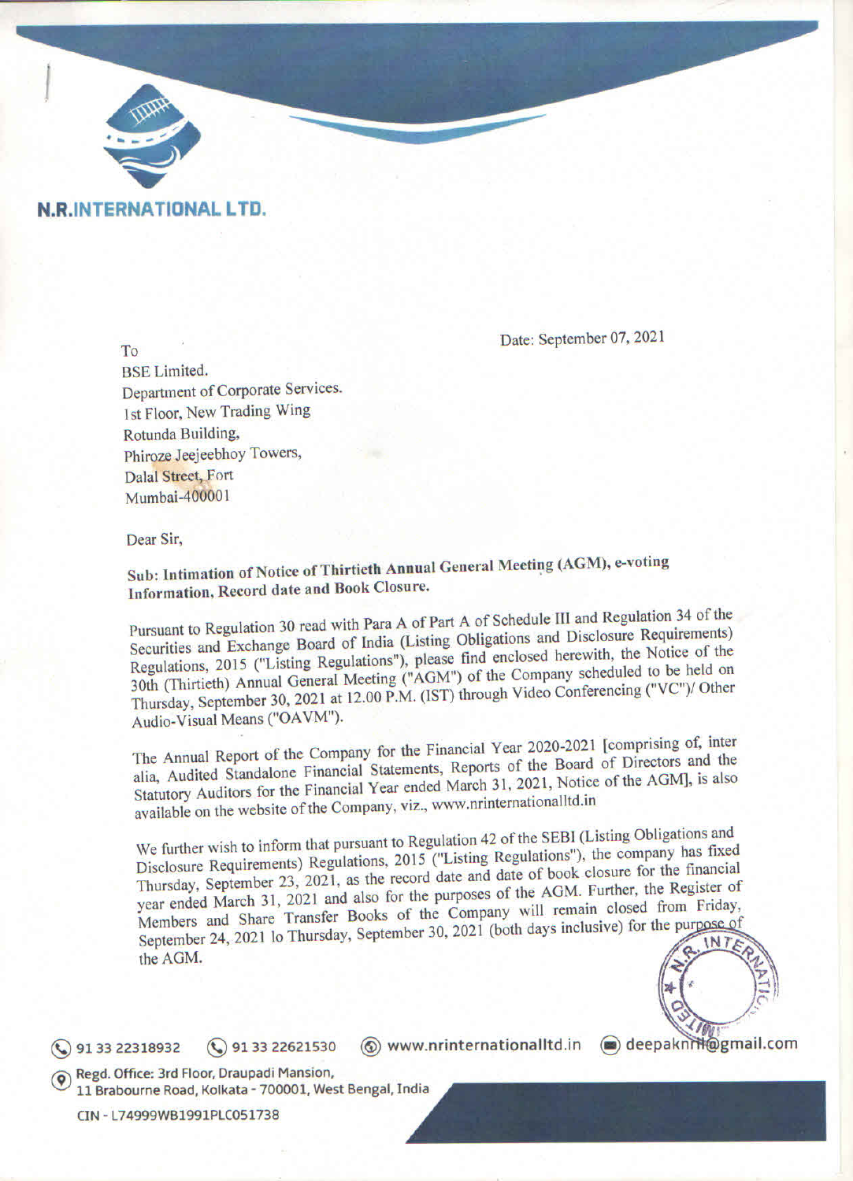**N.R.INTERNATIONAL LTD.**

Date: September 07, 2021

To
BSE Limited.
Department of Corporate Services.
1st Floor, New Trading Wing
Rotunda Building,
Phiroze Jeejeebhoy Towers,
Dalal Street, Fort
Mumbai-400001

Dear Sir,

**Sub: Intimation of Notice of Thirtieth Annual General Meeting (AGM), e-voting Information, Record date and Book Closure.**

Pursuant to Regulation 30 read with Para A of Part A of Schedule III and Regulation 34 of the Securities and Exchange Board of India (Listing Obligations and Disclosure Requirements) Regulations, 2015 ("Listing Regulations"), please find enclosed herewith, the Notice of the 30th (Thirtieth) Annual General Meeting ("AGM") of the Company scheduled to be held on Thursday, September 30, 2021 at 12.00 P.M. (IST) through Video Conferencing ("VC")/ Other Audio-Visual Means ("OAVM").

The Annual Report of the Company for the Financial Year 2020-2021 [comprising of, inter alia, Audited Standalone Financial Statements, Reports of the Board of Directors and the Statutory Auditors for the Financial Year ended March 31, 2021, Notice of the AGM], is also available on the website of the Company, viz., www.nrinternationalltd.in

We further wish to inform that pursuant to Regulation 42 of the SEBI (Listing Obligations and Disclosure Requirements) Regulations, 2015 ("Listing Regulations"), the company has fixed Thursday, September 23, 2021, as the record date and date of book closure for the financial year ended March 31, 2021 and also for the purposes of the AGM. Further, the Register of Members and Share Transfer Books of the Company will remain closed from Friday, September 24, 2021 lo Thursday, September 30, 2021 (both days inclusive) for the purpose of the AGM.

91 33 22318932 | 91 33 22621530 | www.nrinternationalltd.in | deepaknril@gmail.com

Regd. Office: 3rd Floor, Draupadi Mansion, 11 Brabourne Road, Kolkata - 700001, West Bengal, India

CIN - L74999WB1991PLC051738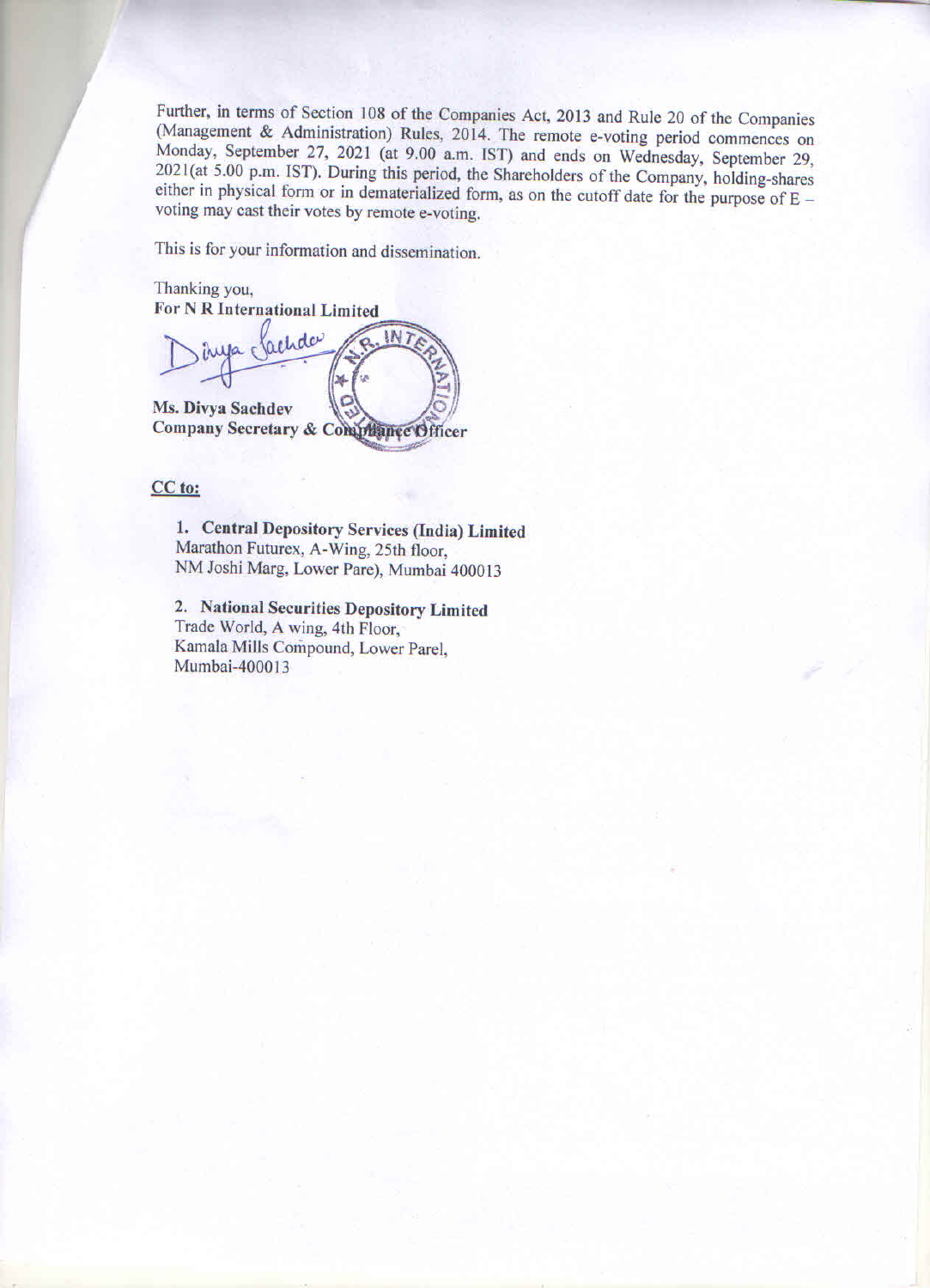Further, in terms of Section 108 of the Companies Act, 2013 and Rule 20 of the Companies (Management & Administration) Rules, 2014. The remote e-voting period commences on Monday, September 27, 2021 (at 9.00 a.m. IST) and ends on Wednesday, September 29, 2021(at 5.00 p.m. IST). During this period, the Shareholders of the Company, holding-shares either in physical form or in dematerialized form, as on the cutoff date for the purpose of E – voting may cast their votes by remote e-voting.

This is for your information and dissemination.

Thanking you,
**For N R International Limited**

**Ms. Divya Sachdev**
**Company Secretary & Compliance Officer**

CC to:

1. **Central Depository Services (India) Limited**
   Marathon Futurex, A-Wing, 25th floor,
   NM Joshi Marg, Lower Pare), Mumbai 400013

2. **National Securities Depository Limited**
   Trade World, A wing, 4th Floor,
   Kamala Mills Compound, Lower Parel,
   Mumbai-400013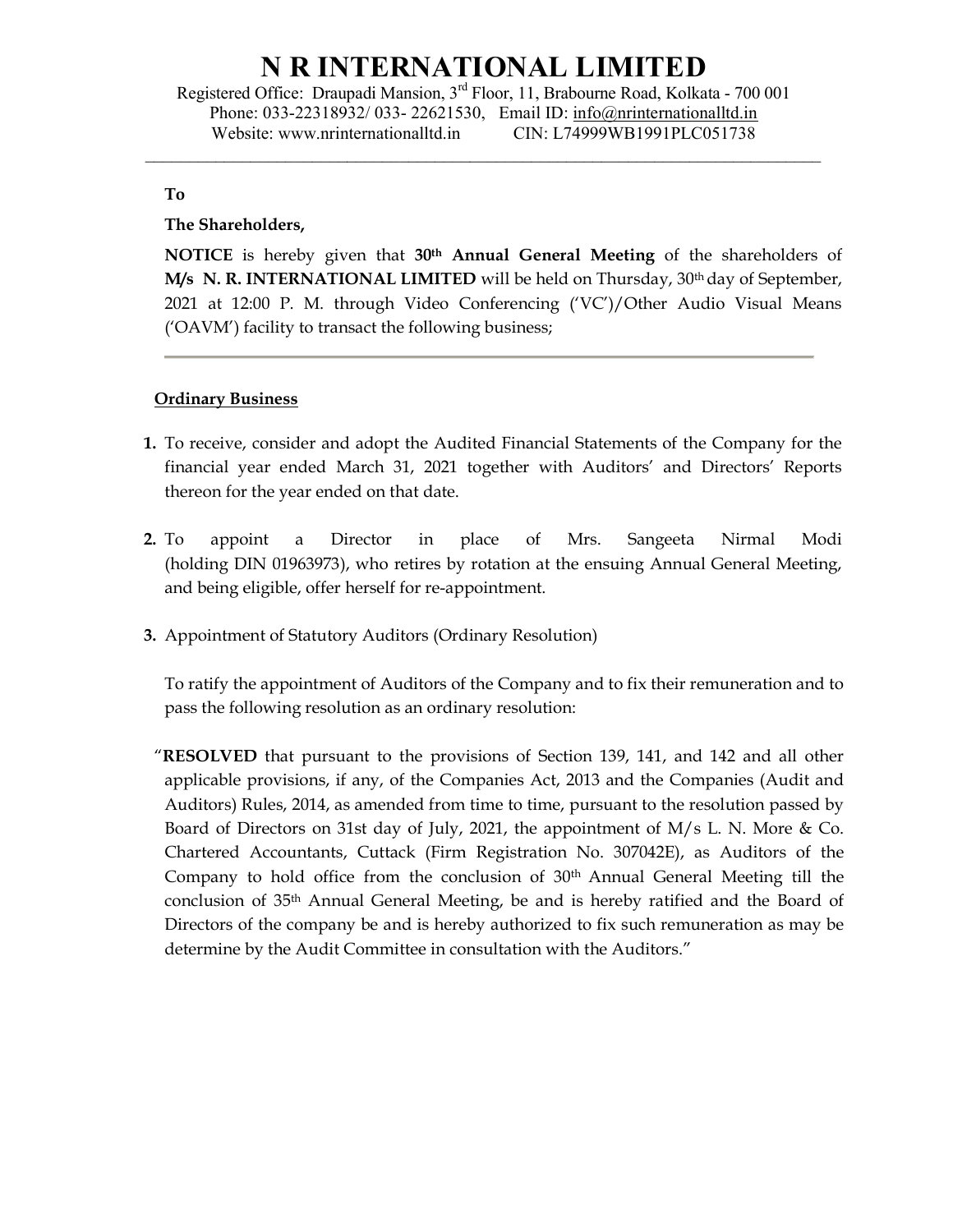# N R INTERNATIONAL LIMITED

Registered Office: Draupadi Mansion, 3rd Floor, 11, Brabourne Road, Kolkata - 700 001
Phone: 033-22318932/ 033- 22621530, Email ID: info@nrinternationalltd.in
Website: www.nrinternationalltd.in CIN: L74999WB1991PLC051738

---

**To**

**The Shareholders,**

**NOTICE** is hereby given that **30th Annual General Meeting** of the shareholders of **M/s N. R. INTERNATIONAL LIMITED** will be held on Thursday, 30th day of September, 2021 at 12:00 P. M. through Video Conferencing ('VC')/Other Audio Visual Means ('OAVM') facility to transact the following business;

---

**Ordinary Business**

1. To receive, consider and adopt the Audited Financial Statements of the Company for the financial year ended March 31, 2021 together with Auditors' and Directors' Reports thereon for the year ended on that date.

2. To appoint a Director in place of Mrs. Sangeeta Nirmal Modi (holding DIN 01963973), who retires by rotation at the ensuing Annual General Meeting, and being eligible, offer herself for re-appointment.

3. Appointment of Statutory Auditors (Ordinary Resolution)

   To ratify the appointment of Auditors of the Company and to fix their remuneration and to pass the following resolution as an ordinary resolution:

"**RESOLVED** that pursuant to the provisions of Section 139, 141, and 142 and all other applicable provisions, if any, of the Companies Act, 2013 and the Companies (Audit and Auditors) Rules, 2014, as amended from time to time, pursuant to the resolution passed by Board of Directors on 31st day of July, 2021, the appointment of M/s L. N. More & Co. Chartered Accountants, Cuttack (Firm Registration No. 307042E), as Auditors of the Company to hold office from the conclusion of 30th Annual General Meeting till the conclusion of 35th Annual General Meeting, be and is hereby ratified and the Board of Directors of the company be and is hereby authorized to fix such remuneration as may be determine by the Audit Committee in consultation with the Auditors."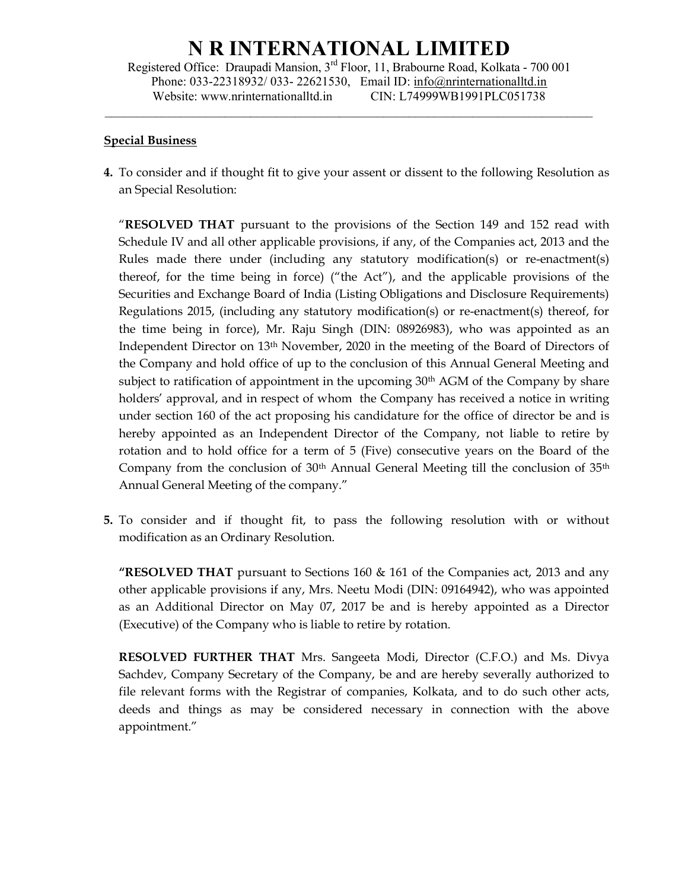# N R INTERNATIONAL LIMITED

Registered Office: Draupadi Mansion, 3rd Floor, 11, Brabourne Road, Kolkata - 700 001
Phone: 033-22318932/ 033- 22621530, Email ID: info@nrinternationalltd.in
Website: www.nrinternationalltd.in CIN: L74999WB1991PLC051738

---

**Special Business**

**4.** To consider and if thought fit to give your assent or dissent to the following Resolution as an Special Resolution:

"**RESOLVED THAT** pursuant to the provisions of the Section 149 and 152 read with Schedule IV and all other applicable provisions, if any, of the Companies act, 2013 and the Rules made there under (including any statutory modification(s) or re-enactment(s) thereof, for the time being in force) ("the Act"), and the applicable provisions of the Securities and Exchange Board of India (Listing Obligations and Disclosure Requirements) Regulations 2015, (including any statutory modification(s) or re-enactment(s) thereof, for the time being in force), Mr. Raju Singh (DIN: 08926983), who was appointed as an Independent Director on 13th November, 2020 in the meeting of the Board of Directors of the Company and hold office of up to the conclusion of this Annual General Meeting and subject to ratification of appointment in the upcoming 30th AGM of the Company by share holders' approval, and in respect of whom the Company has received a notice in writing under section 160 of the act proposing his candidature for the office of director be and is hereby appointed as an Independent Director of the Company, not liable to retire by rotation and to hold office for a term of 5 (Five) consecutive years on the Board of the Company from the conclusion of 30th Annual General Meeting till the conclusion of 35th Annual General Meeting of the company."

**5.** To consider and if thought fit, to pass the following resolution with or without modification as an Ordinary Resolution.

**"RESOLVED THAT** pursuant to Sections 160 & 161 of the Companies act, 2013 and any other applicable provisions if any, Mrs. Neetu Modi (DIN: 09164942), who was appointed as an Additional Director on May 07, 2017 be and is hereby appointed as a Director (Executive) of the Company who is liable to retire by rotation.

**RESOLVED FURTHER THAT** Mrs. Sangeeta Modi, Director (C.F.O.) and Ms. Divya Sachdev, Company Secretary of the Company, be and are hereby severally authorized to file relevant forms with the Registrar of companies, Kolkata, and to do such other acts, deeds and things as may be considered necessary in connection with the above appointment."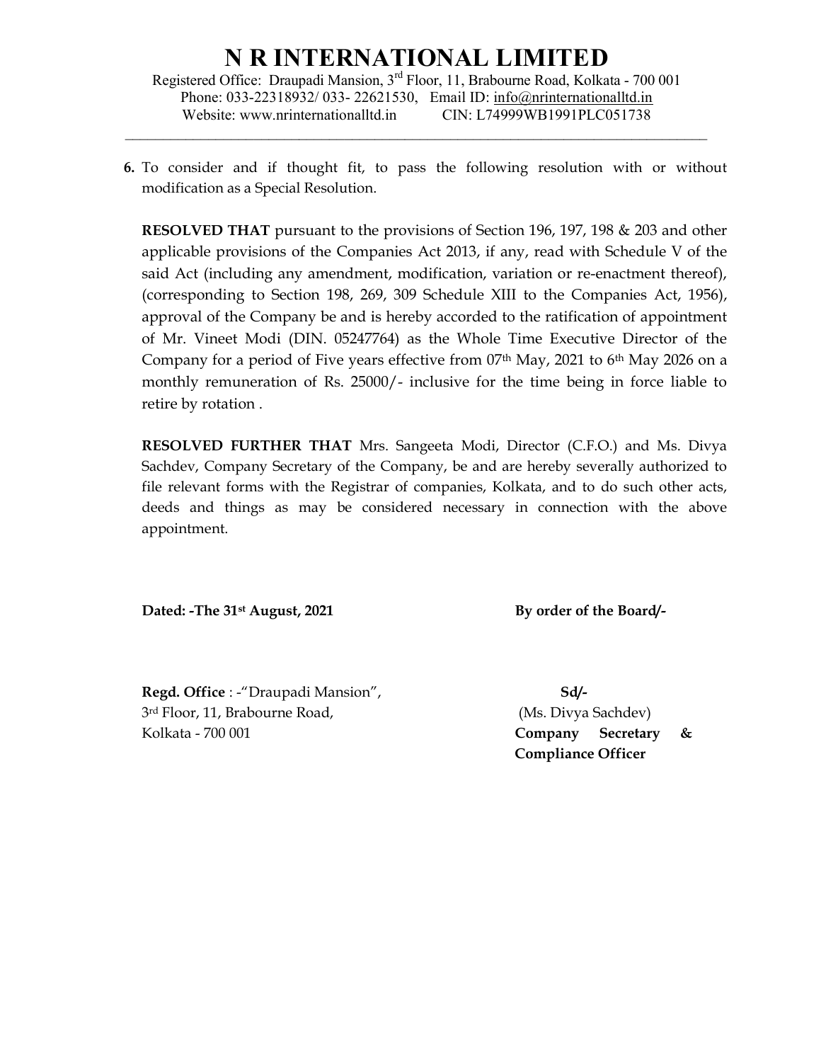6. To consider and if thought fit, to pass the following resolution with or without modification as a Special Resolution.

**RESOLVED THAT** pursuant to the provisions of Section 196, 197, 198 & 203 and other applicable provisions of the Companies Act 2013, if any, read with Schedule V of the said Act (including any amendment, modification, variation or re-enactment thereof), (corresponding to Section 198, 269, 309 Schedule XIII to the Companies Act, 1956), approval of the Company be and is hereby accorded to the ratification of appointment of Mr. Vineet Modi (DIN. 05247764) as the Whole Time Executive Director of the Company for a period of Five years effective from 07th May, 2021 to 6th May 2026 on a monthly remuneration of Rs. 25000/- inclusive for the time being in force liable to retire by rotation .

**RESOLVED FURTHER THAT** Mrs. Sangeeta Modi, Director (C.F.O.) and Ms. Divya Sachdev, Company Secretary of the Company, be and are hereby severally authorized to file relevant forms with the Registrar of companies, Kolkata, and to do such other acts, deeds and things as may be considered necessary in connection with the above appointment.

**Dated: -The 31st August, 2021**

**By order of the Board/-**

**Regd. Office** : -"Draupadi Mansion",
3rd Floor, 11, Brabourne Road,
Kolkata - 700 001

**Sd/-**
(Ms. Divya Sachdev)
**Company Secretary & Compliance Officer**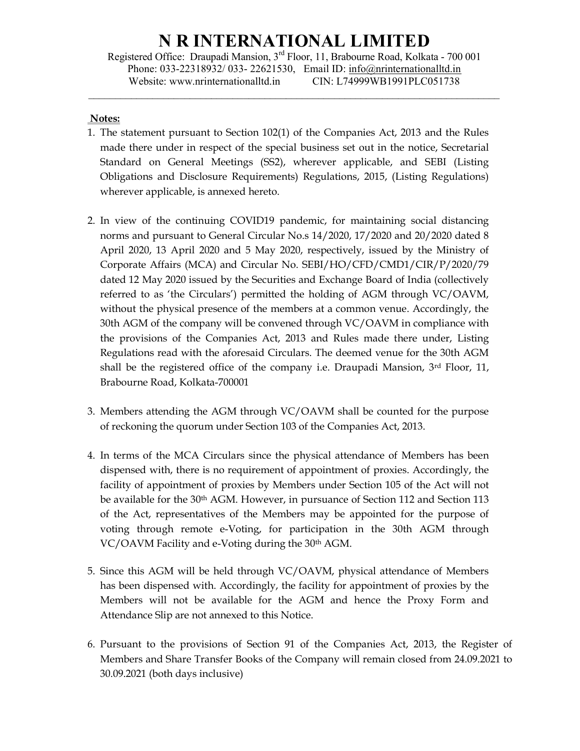# N R INTERNATIONAL LIMITED

Registered Office: Draupadi Mansion, 3rd Floor, 11, Brabourne Road, Kolkata - 700 001
Phone: 033-22318932/ 033- 22621530, Email ID: info@nrinternationalltd.in
Website: www.nrinternationalltd.in CIN: L74999WB1991PLC051738

**Notes:**

1. The statement pursuant to Section 102(1) of the Companies Act, 2013 and the Rules made there under in respect of the special business set out in the notice, Secretarial Standard on General Meetings (SS2), wherever applicable, and SEBI (Listing Obligations and Disclosure Requirements) Regulations, 2015, (Listing Regulations) wherever applicable, is annexed hereto.

2. In view of the continuing COVID19 pandemic, for maintaining social distancing norms and pursuant to General Circular No.s 14/2020, 17/2020 and 20/2020 dated 8 April 2020, 13 April 2020 and 5 May 2020, respectively, issued by the Ministry of Corporate Affairs (MCA) and Circular No. SEBI/HO/CFD/CMD1/CIR/P/2020/79 dated 12 May 2020 issued by the Securities and Exchange Board of India (collectively referred to as 'the Circulars') permitted the holding of AGM through VC/OAVM, without the physical presence of the members at a common venue. Accordingly, the 30th AGM of the company will be convened through VC/OAVM in compliance with the provisions of the Companies Act, 2013 and Rules made there under, Listing Regulations read with the aforesaid Circulars. The deemed venue for the 30th AGM shall be the registered office of the company i.e. Draupadi Mansion, 3rd Floor, 11, Brabourne Road, Kolkata-700001

3. Members attending the AGM through VC/OAVM shall be counted for the purpose of reckoning the quorum under Section 103 of the Companies Act, 2013.

4. In terms of the MCA Circulars since the physical attendance of Members has been dispensed with, there is no requirement of appointment of proxies. Accordingly, the facility of appointment of proxies by Members under Section 105 of the Act will not be available for the 30th AGM. However, in pursuance of Section 112 and Section 113 of the Act, representatives of the Members may be appointed for the purpose of voting through remote e-Voting, for participation in the 30th AGM through VC/OAVM Facility and e-Voting during the 30th AGM.

5. Since this AGM will be held through VC/OAVM, physical attendance of Members has been dispensed with. Accordingly, the facility for appointment of proxies by the Members will not be available for the AGM and hence the Proxy Form and Attendance Slip are not annexed to this Notice.

6. Pursuant to the provisions of Section 91 of the Companies Act, 2013, the Register of Members and Share Transfer Books of the Company will remain closed from 24.09.2021 to 30.09.2021 (both days inclusive)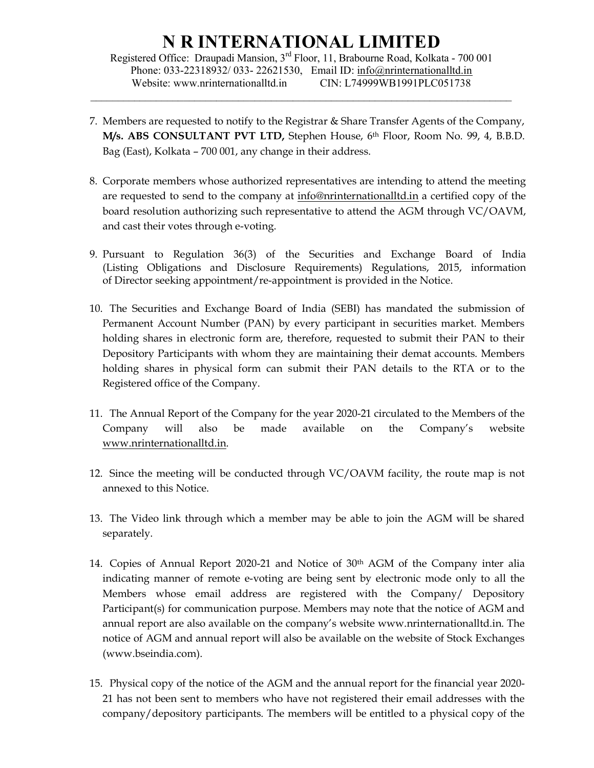7. Members are requested to notify to the Registrar & Share Transfer Agents of the Company, **M/s. ABS CONSULTANT PVT LTD,** Stephen House, 6th Floor, Room No. 99, 4, B.B.D. Bag (East), Kolkata – 700 001, any change in their address.

8. Corporate members whose authorized representatives are intending to attend the meeting are requested to send to the company at info@nrinternationalltd.in a certified copy of the board resolution authorizing such representative to attend the AGM through VC/OAVM, and cast their votes through e-voting.

9. Pursuant to Regulation 36(3) of the Securities and Exchange Board of India (Listing Obligations and Disclosure Requirements) Regulations, 2015, information of Director seeking appointment/re-appointment is provided in the Notice.

10. The Securities and Exchange Board of India (SEBI) has mandated the submission of Permanent Account Number (PAN) by every participant in securities market. Members holding shares in electronic form are, therefore, requested to submit their PAN to their Depository Participants with whom they are maintaining their demat accounts. Members holding shares in physical form can submit their PAN details to the RTA or to the Registered office of the Company.

11. The Annual Report of the Company for the year 2020-21 circulated to the Members of the Company will also be made available on the Company's website www.nrinternationalltd.in.

12. Since the meeting will be conducted through VC/OAVM facility, the route map is not annexed to this Notice.

13. The Video link through which a member may be able to join the AGM will be shared separately.

14. Copies of Annual Report 2020-21 and Notice of 30th AGM of the Company inter alia indicating manner of remote e-voting are being sent by electronic mode only to all the Members whose email address are registered with the Company/ Depository Participant(s) for communication purpose. Members may note that the notice of AGM and annual report are also available on the company's website www.nrinternationalltd.in. The notice of AGM and annual report will also be available on the website of Stock Exchanges (www.bseindia.com).

15. Physical copy of the notice of the AGM and the annual report for the financial year 2020-21 has not been sent to members who have not registered their email addresses with the company/depository participants. The members will be entitled to a physical copy of the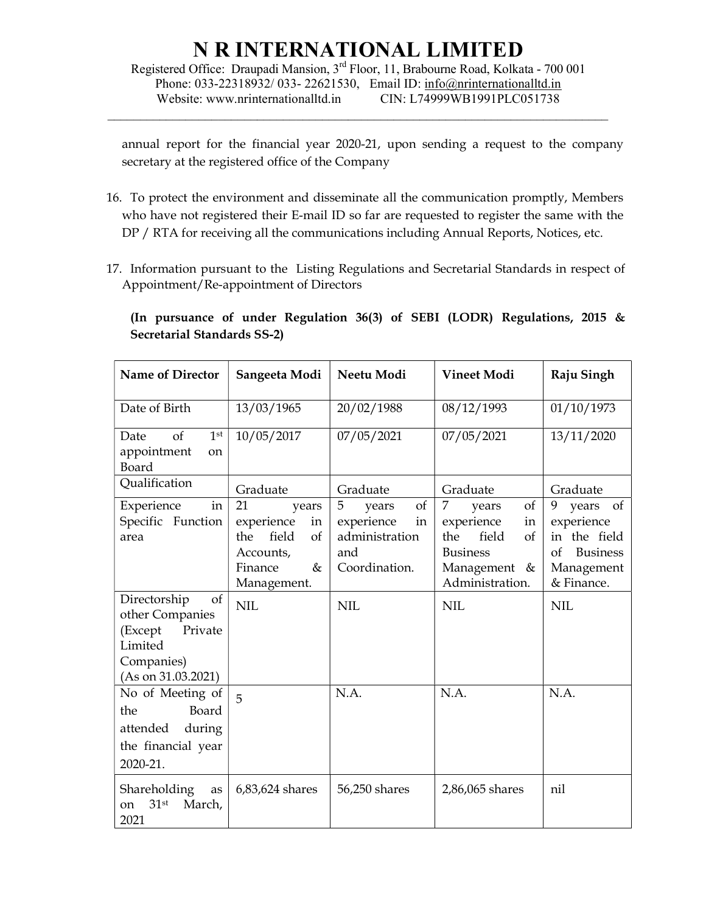annual report for the financial year 2020-21, upon sending a request to the company secretary at the registered office of the Company

16. To protect the environment and disseminate all the communication promptly, Members who have not registered their E-mail ID so far are requested to register the same with the DP / RTA for receiving all the communications including Annual Reports, Notices, etc.

17. Information pursuant to the Listing Regulations and Secretarial Standards in respect of Appointment/Re-appointment of Directors

**(In pursuance of under Regulation 36(3) of SEBI (LODR) Regulations, 2015 & Secretarial Standards SS-2)**

| Name of Director | Sangeeta Modi | Neetu Modi | Vineet Modi | Raju Singh |
|---|---|---|---|---|
| Date of Birth | 13/03/1965 | 20/02/1988 | 08/12/1993 | 01/10/1973 |
| Date of 1st appointment on Board | 10/05/2017 | 07/05/2021 | 07/05/2021 | 13/11/2020 |
| Qualification | Graduate | Graduate | Graduate | Graduate |
| Experience in Specific Function area | 21 years experience in the field of Accounts, Finance & Management. | 5 years of experience in administration and Coordination. | 7 years of experience in the field of Business Management & Administration. | 9 years of experience in the field of Business Management & Finance. |
| Directorship of other Companies (Except Private Limited Companies) (As on 31.03.2021) | NIL | NIL | NIL | NIL |
| No of Meeting of the Board attended during the financial year 2020-21. | 5 | N.A. | N.A. | N.A. |
| Shareholding as on 31st March, 2021 | 6,83,624 shares | 56,250 shares | 2,86,065 shares | nil |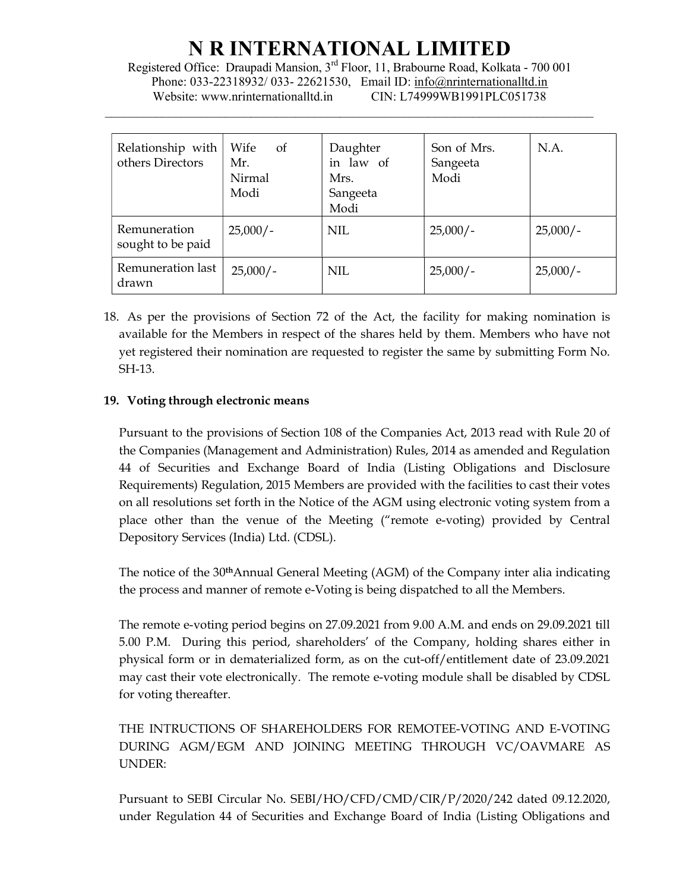| Relationship with others Directors | Wife of Mr. Nirmal Modi | Daughter in law of Mrs. Sangeeta Modi | Son of Mrs. Sangeeta Modi | N.A. |
|---|---|---|---|---|
| Remuneration sought to be paid | 25,000/- | NIL | 25,000/- | 25,000/- |
| Remuneration last drawn | 25,000/- | NIL | 25,000/- | 25,000/- |

18. As per the provisions of Section 72 of the Act, the facility for making nomination is available for the Members in respect of the shares held by them. Members who have not yet registered their nomination are requested to register the same by submitting Form No. SH-13.

19. **Voting through electronic means**

Pursuant to the provisions of Section 108 of the Companies Act, 2013 read with Rule 20 of the Companies (Management and Administration) Rules, 2014 as amended and Regulation 44 of Securities and Exchange Board of India (Listing Obligations and Disclosure Requirements) Regulation, 2015 Members are provided with the facilities to cast their votes on all resolutions set forth in the Notice of the AGM using electronic voting system from a place other than the venue of the Meeting ("remote e-voting) provided by Central Depository Services (India) Ltd. (CDSL).

The notice of the 30th Annual General Meeting (AGM) of the Company inter alia indicating the process and manner of remote e-Voting is being dispatched to all the Members.

The remote e-voting period begins on 27.09.2021 from 9.00 A.M. and ends on 29.09.2021 till 5.00 P.M. During this period, shareholders' of the Company, holding shares either in physical form or in dematerialized form, as on the cut-off/entitlement date of 23.09.2021 may cast their vote electronically. The remote e-voting module shall be disabled by CDSL for voting thereafter.

THE INTRUCTIONS OF SHAREHOLDERS FOR REMOTEE-VOTING AND E-VOTING DURING AGM/EGM AND JOINING MEETING THROUGH VC/OAVMARE AS UNDER:

Pursuant to SEBI Circular No. SEBI/HO/CFD/CMD/CIR/P/2020/242 dated 09.12.2020, under Regulation 44 of Securities and Exchange Board of India (Listing Obligations and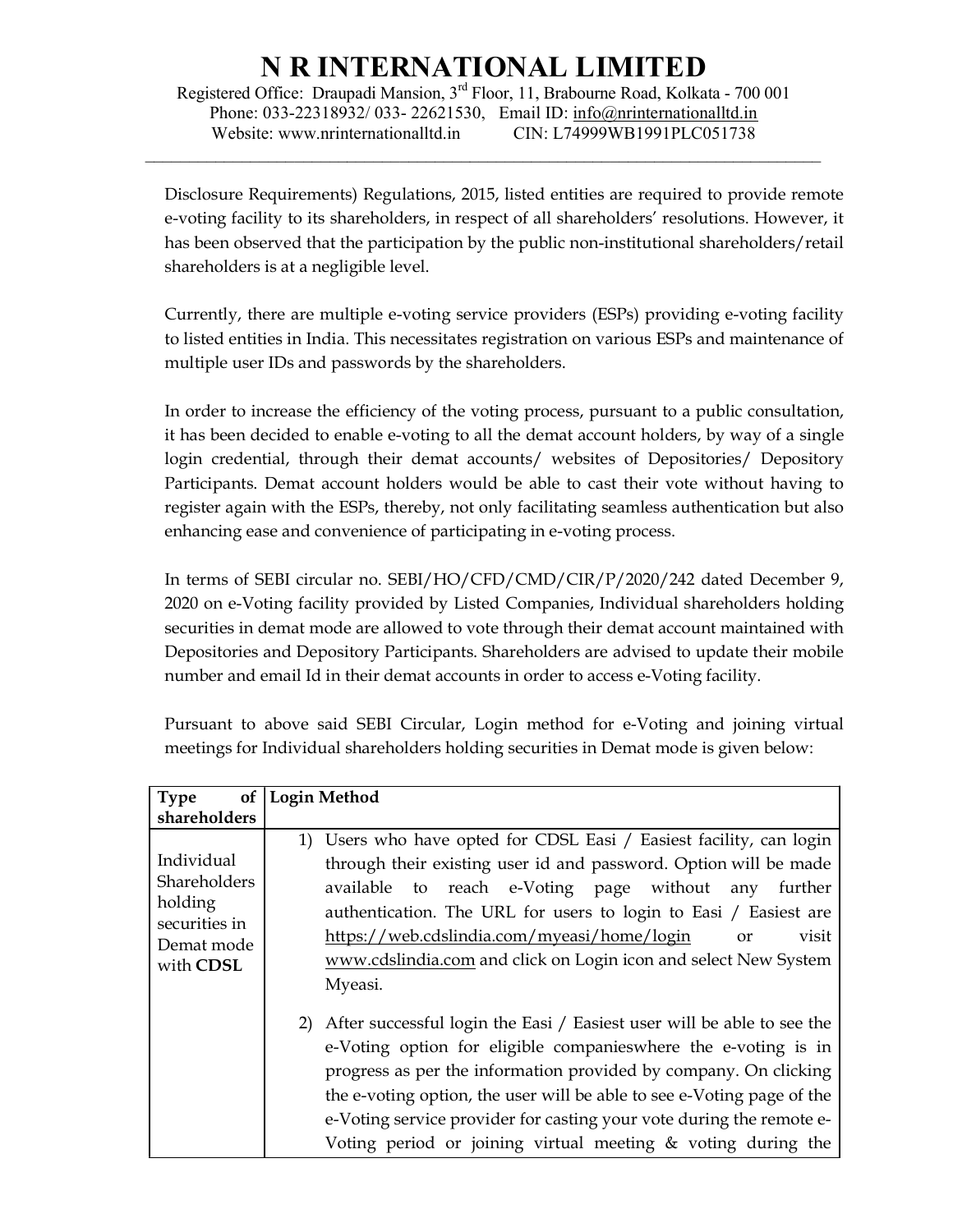Disclosure Requirements) Regulations, 2015, listed entities are required to provide remote e-voting facility to its shareholders, in respect of all shareholders' resolutions. However, it has been observed that the participation by the public non-institutional shareholders/retail shareholders is at a negligible level.

Currently, there are multiple e-voting service providers (ESPs) providing e-voting facility to listed entities in India. This necessitates registration on various ESPs and maintenance of multiple user IDs and passwords by the shareholders.

In order to increase the efficiency of the voting process, pursuant to a public consultation, it has been decided to enable e-voting to all the demat account holders, by way of a single login credential, through their demat accounts/ websites of Depositories/ Depository Participants. Demat account holders would be able to cast their vote without having to register again with the ESPs, thereby, not only facilitating seamless authentication but also enhancing ease and convenience of participating in e-voting process.

In terms of SEBI circular no. SEBI/HO/CFD/CMD/CIR/P/2020/242 dated December 9, 2020 on e-Voting facility provided by Listed Companies, Individual shareholders holding securities in demat mode are allowed to vote through their demat account maintained with Depositories and Depository Participants. Shareholders are advised to update their mobile number and email Id in their demat accounts in order to access e-Voting facility.

Pursuant to above said SEBI Circular, Login method for e-Voting and joining virtual meetings for Individual shareholders holding securities in Demat mode is given below:

| Type of shareholders | Login Method |
|---|---|
| Individual Shareholders holding securities in Demat mode with **CDSL** | 1) Users who have opted for CDSL Easi / Easiest facility, can login through their existing user id and password. Option will be made available to reach e-Voting page without any further authentication. The URL for users to login to Easi / Easiest are https://web.cdslindia.com/myeasi/home/login or visit www.cdslindia.com and click on Login icon and select New System Myeasi.<br><br>2) After successful login the Easi / Easiest user will be able to see the e-Voting option for eligible companieswhere the e-voting is in progress as per the information provided by company. On clicking the e-voting option, the user will be able to see e-Voting page of the e-Voting service provider for casting your vote during the remote e-Voting period or joining virtual meeting & voting during the |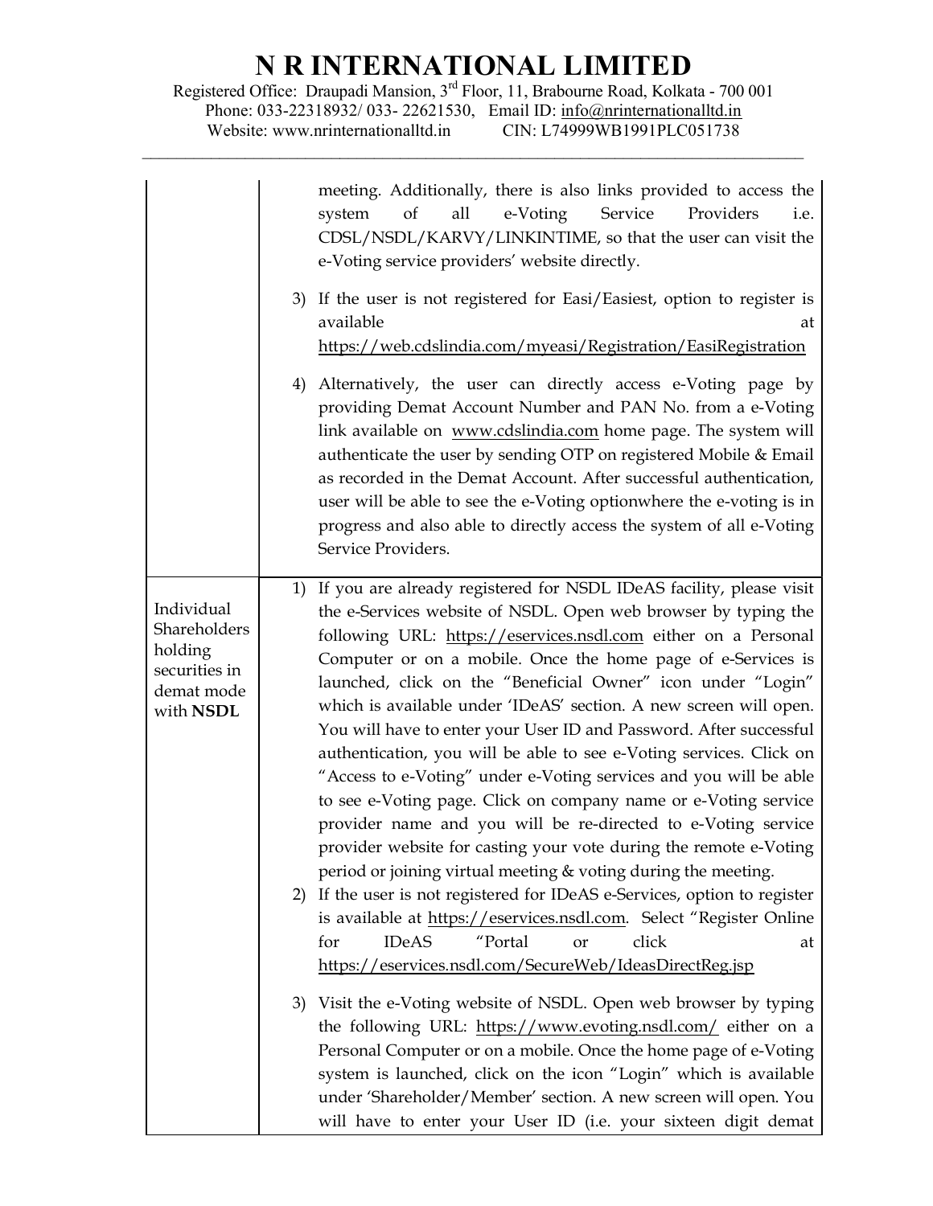# N R INTERNATIONAL LIMITED

Registered Office: Draupadi Mansion, 3rd Floor, 11, Brabourne Road, Kolkata - 700 001
Phone: 033-22318932/ 033- 22621530, Email ID: info@nrinternationalltd.in
Website: www.nrinternationalltd.in CIN: L74999WB1991PLC051738

| | |
|---|---|
| | meeting. Additionally, there is also links provided to access the system of all e-Voting Service Providers i.e. CDSL/NSDL/KARVY/LINKINTIME, so that the user can visit the e-Voting service providers' website directly.<br><br>3) If the user is not registered for Easi/Easiest, option to register is available at https://web.cdslindia.com/myeasi/Registration/EasiRegistration<br><br>4) Alternatively, the user can directly access e-Voting page by providing Demat Account Number and PAN No. from a e-Voting link available on www.cdslindia.com home page. The system will authenticate the user by sending OTP on registered Mobile & Email as recorded in the Demat Account. After successful authentication, user will be able to see the e-Voting optionwhere the e-voting is in progress and also able to directly access the system of all e-Voting Service Providers. |
| Individual Shareholders holding securities in demat mode with **NSDL** | 1) If you are already registered for NSDL IDeAS facility, please visit the e-Services website of NSDL. Open web browser by typing the following URL: https://eservices.nsdl.com either on a Personal Computer or on a mobile. Once the home page of e-Services is launched, click on the "Beneficial Owner" icon under "Login" which is available under 'IDeAS' section. A new screen will open. You will have to enter your User ID and Password. After successful authentication, you will be able to see e-Voting services. Click on "Access to e-Voting" under e-Voting services and you will be able to see e-Voting page. Click on company name or e-Voting service provider name and you will be re-directed to e-Voting service provider website for casting your vote during the remote e-Voting period or joining virtual meeting & voting during the meeting.<br>2) If the user is not registered for IDeAS e-Services, option to register is available at https://eservices.nsdl.com. Select "Register Online for IDeAS "Portal or click at https://eservices.nsdl.com/SecureWeb/IdeasDirectReg.jsp<br><br>3) Visit the e-Voting website of NSDL. Open web browser by typing the following URL: https://www.evoting.nsdl.com/ either on a Personal Computer or on a mobile. Once the home page of e-Voting system is launched, click on the icon "Login" which is available under 'Shareholder/Member' section. A new screen will open. You will have to enter your User ID (i.e. your sixteen digit demat |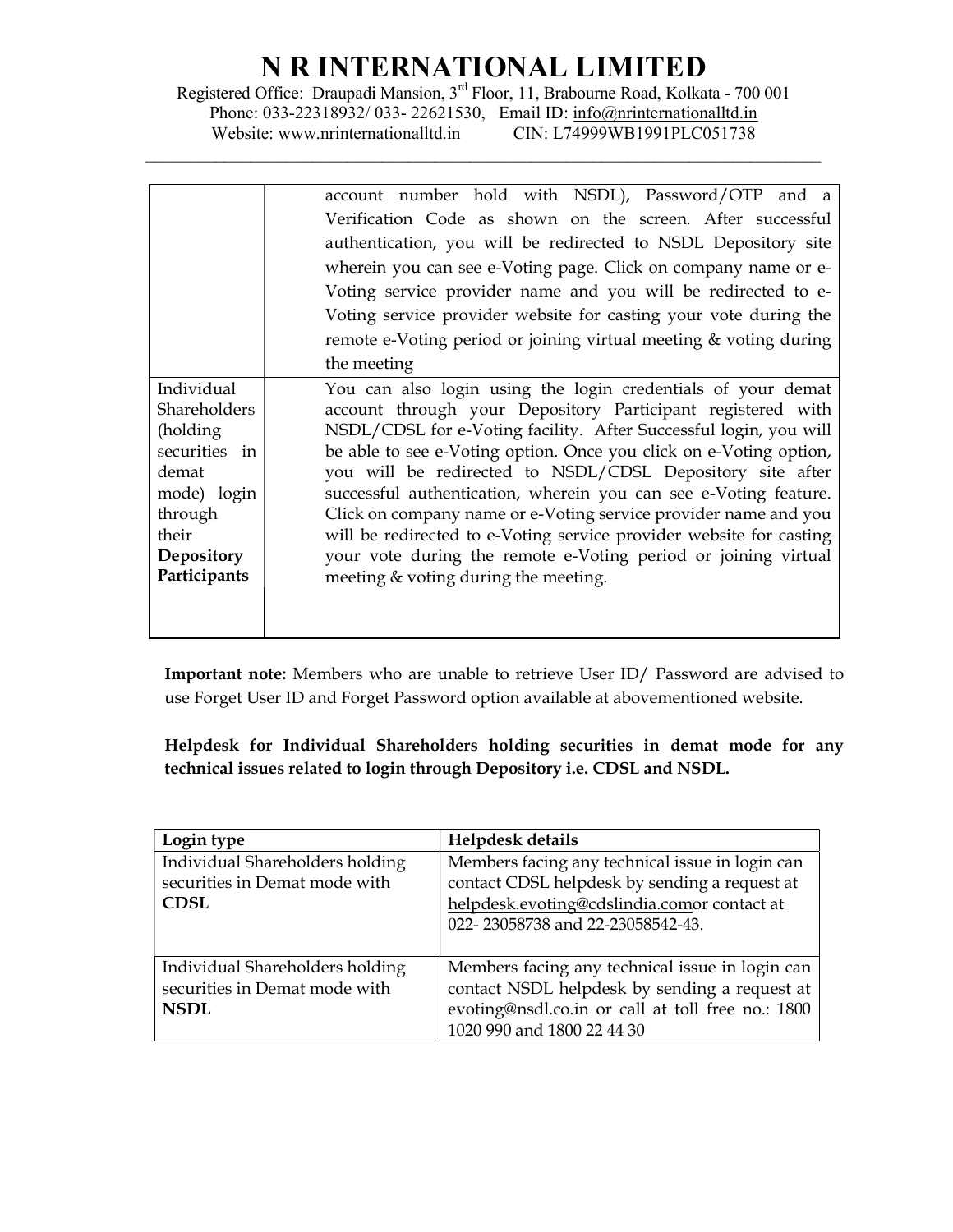| | |
|---|---|
| | account number hold with NSDL), Password/OTP and a Verification Code as shown on the screen. After successful authentication, you will be redirected to NSDL Depository site wherein you can see e-Voting page. Click on company name or e-Voting service provider name and you will be redirected to e-Voting service provider website for casting your vote during the remote e-Voting period or joining virtual meeting & voting during the meeting |
| Individual Shareholders (holding securities in demat mode) login through their **Depository Participants** | You can also login using the login credentials of your demat account through your Depository Participant registered with NSDL/CDSL for e-Voting facility. After Successful login, you will be able to see e-Voting option. Once you click on e-Voting option, you will be redirected to NSDL/CDSL Depository site after successful authentication, wherein you can see e-Voting feature. Click on company name or e-Voting service provider name and you will be redirected to e-Voting service provider website for casting your vote during the remote e-Voting period or joining virtual meeting & voting during the meeting. |

**Important note:** Members who are unable to retrieve User ID/ Password are advised to use Forget User ID and Forget Password option available at abovementioned website.

**Helpdesk for Individual Shareholders holding securities in demat mode for any technical issues related to login through Depository i.e. CDSL and NSDL.**

| Login type | Helpdesk details |
|---|---|
| Individual Shareholders holding securities in Demat mode with **CDSL** | Members facing any technical issue in login can contact CDSL helpdesk by sending a request at helpdesk.evoting@cdslindia.comor contact at 022- 23058738 and 22-23058542-43. |
| Individual Shareholders holding securities in Demat mode with **NSDL** | Members facing any technical issue in login can contact NSDL helpdesk by sending a request at evoting@nsdl.co.in or call at toll free no.: 1800 1020 990 and 1800 22 44 30 |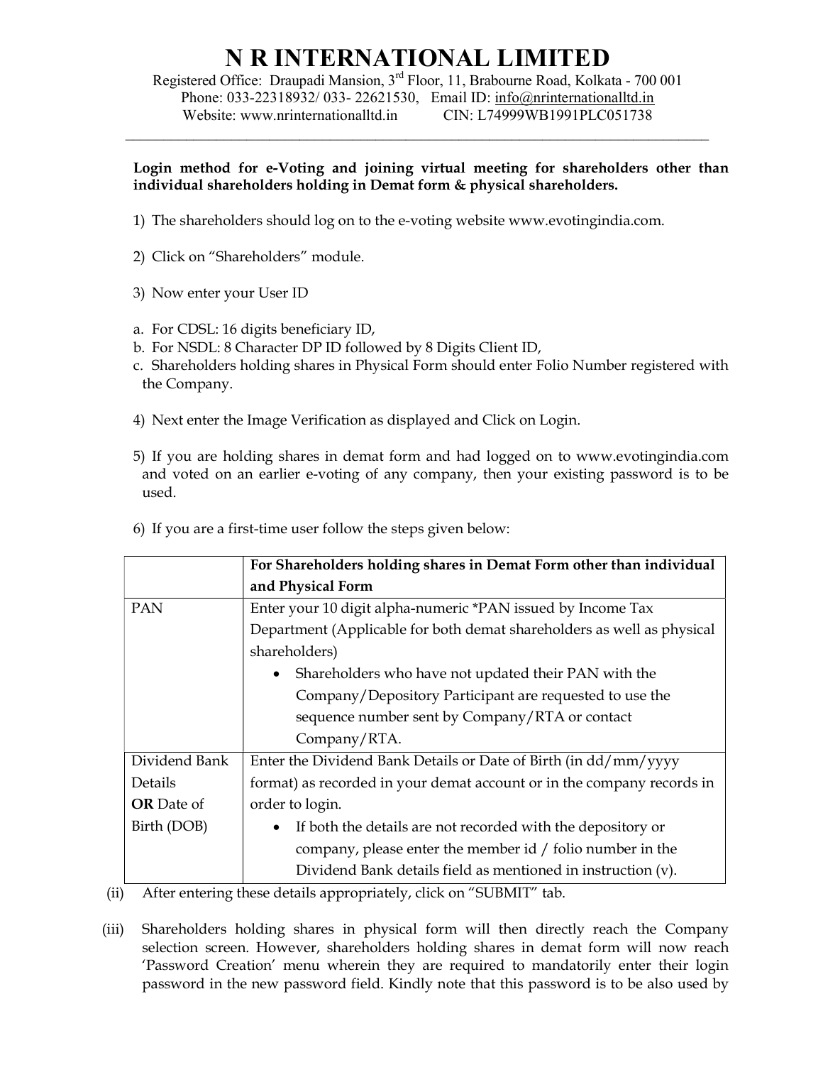# N R INTERNATIONAL LIMITED

Registered Office: Draupadi Mansion, 3rd Floor, 11, Brabourne Road, Kolkata - 700 001
Phone: 033-22318932/ 033- 22621530, Email ID: info@nrinternationalltd.in
Website: www.nrinternationalltd.in CIN: L74999WB1991PLC051738

**Login method for e-Voting and joining virtual meeting for shareholders other than individual shareholders holding in Demat form & physical shareholders.**

1) The shareholders should log on to the e-voting website www.evotingindia.com.

2) Click on "Shareholders" module.

3) Now enter your User ID

a. For CDSL: 16 digits beneficiary ID,
b. For NSDL: 8 Character DP ID followed by 8 Digits Client ID,
c. Shareholders holding shares in Physical Form should enter Folio Number registered with the Company.

4) Next enter the Image Verification as displayed and Click on Login.

5) If you are holding shares in demat form and had logged on to www.evotingindia.com and voted on an earlier e-voting of any company, then your existing password is to be used.

6) If you are a first-time user follow the steps given below:

| | For Shareholders holding shares in Demat Form other than individual and Physical Form |
|---|---|
| PAN | Enter your 10 digit alpha-numeric *PAN issued by Income Tax Department (Applicable for both demat shareholders as well as physical shareholders)<br>• Shareholders who have not updated their PAN with the Company/Depository Participant are requested to use the sequence number sent by Company/RTA or contact Company/RTA. |
| Dividend Bank Details **OR** Date of Birth (DOB) | Enter the Dividend Bank Details or Date of Birth (in dd/mm/yyyy format) as recorded in your demat account or in the company records in order to login.<br>• If both the details are not recorded with the depository or company, please enter the member id / folio number in the Dividend Bank details field as mentioned in instruction (v). |

(ii) After entering these details appropriately, click on "SUBMIT" tab.

(iii) Shareholders holding shares in physical form will then directly reach the Company selection screen. However, shareholders holding shares in demat form will now reach 'Password Creation' menu wherein they are required to mandatorily enter their login password in the new password field. Kindly note that this password is to be also used by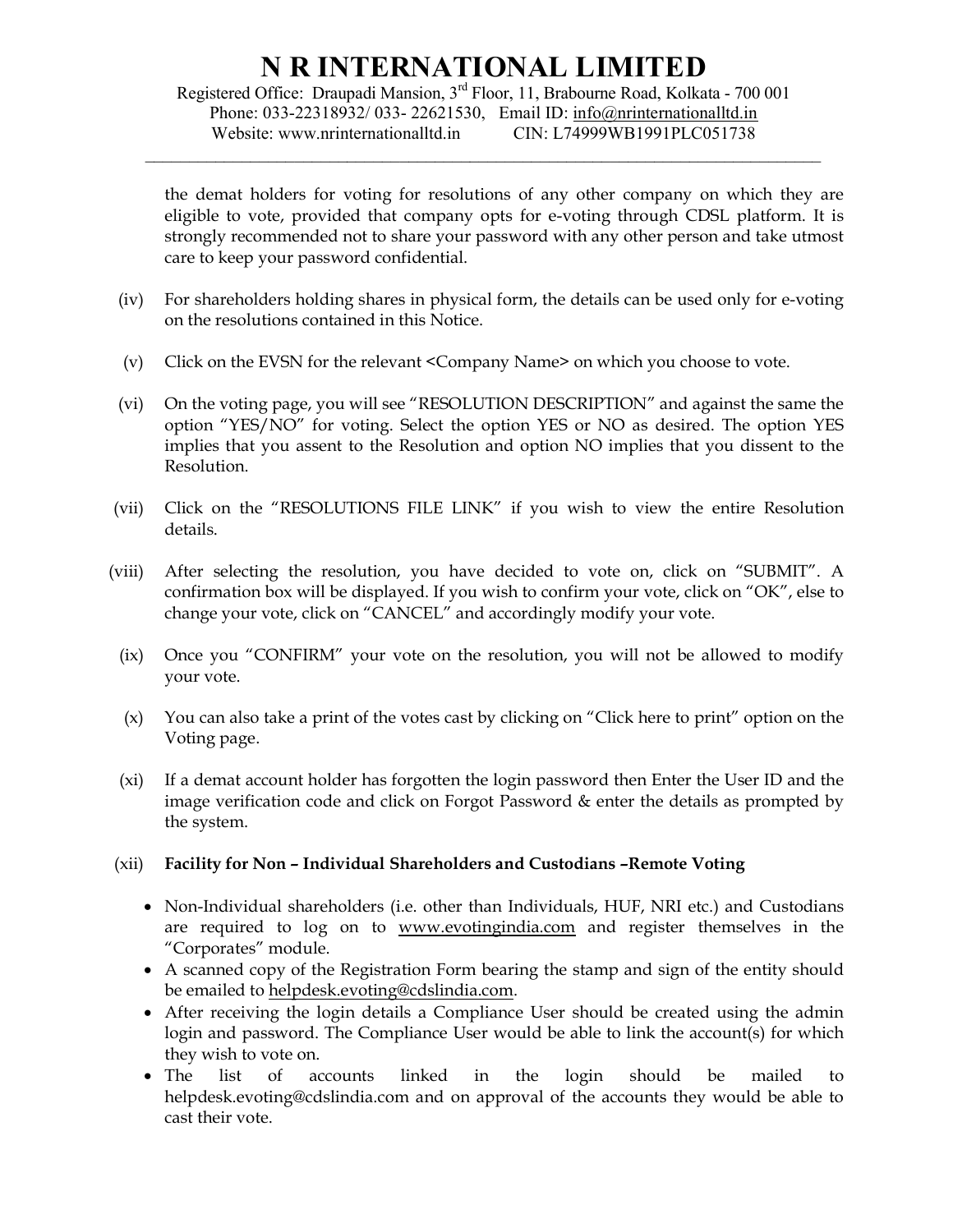the demat holders for voting for resolutions of any other company on which they are eligible to vote, provided that company opts for e-voting through CDSL platform. It is strongly recommended not to share your password with any other person and take utmost care to keep your password confidential.

(iv) For shareholders holding shares in physical form, the details can be used only for e-voting on the resolutions contained in this Notice.

(v) Click on the EVSN for the relevant <Company Name> on which you choose to vote.

(vi) On the voting page, you will see "RESOLUTION DESCRIPTION" and against the same the option "YES/NO" for voting. Select the option YES or NO as desired. The option YES implies that you assent to the Resolution and option NO implies that you dissent to the Resolution.

(vii) Click on the "RESOLUTIONS FILE LINK" if you wish to view the entire Resolution details.

(viii) After selecting the resolution, you have decided to vote on, click on "SUBMIT". A confirmation box will be displayed. If you wish to confirm your vote, click on "OK", else to change your vote, click on "CANCEL" and accordingly modify your vote.

(ix) Once you "CONFIRM" your vote on the resolution, you will not be allowed to modify your vote.

(x) You can also take a print of the votes cast by clicking on "Click here to print" option on the Voting page.

(xi) If a demat account holder has forgotten the login password then Enter the User ID and the image verification code and click on Forgot Password & enter the details as prompted by the system.

(xii) **Facility for Non – Individual Shareholders and Custodians –Remote Voting**

- Non-Individual shareholders (i.e. other than Individuals, HUF, NRI etc.) and Custodians are required to log on to www.evotingindia.com and register themselves in the "Corporates" module.
- A scanned copy of the Registration Form bearing the stamp and sign of the entity should be emailed to helpdesk.evoting@cdslindia.com.
- After receiving the login details a Compliance User should be created using the admin login and password. The Compliance User would be able to link the account(s) for which they wish to vote on.
- The list of accounts linked in the login should be mailed to helpdesk.evoting@cdslindia.com and on approval of the accounts they would be able to cast their vote.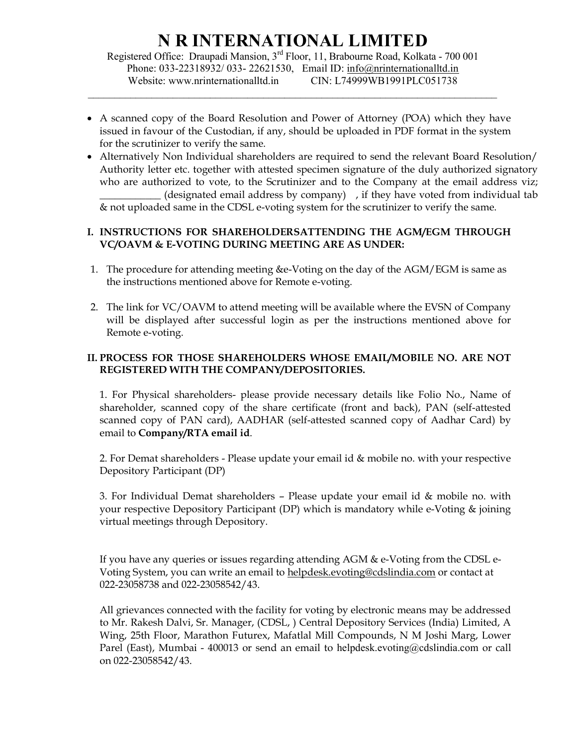# N R INTERNATIONAL LIMITED

Registered Office: Draupadi Mansion, 3rd Floor, 11, Brabourne Road, Kolkata - 700 001
Phone: 033-22318932/ 033- 22621530, Email ID: info@nrinternationalltd.in
Website: www.nrinternationalltd.in CIN: L74999WB1991PLC051738

- A scanned copy of the Board Resolution and Power of Attorney (POA) which they have issued in favour of the Custodian, if any, should be uploaded in PDF format in the system for the scrutinizer to verify the same.
- Alternatively Non Individual shareholders are required to send the relevant Board Resolution/ Authority letter etc. together with attested specimen signature of the duly authorized signatory who are authorized to vote, to the Scrutinizer and to the Company at the email address viz; ____________ (designated email address by company) , if they have voted from individual tab & not uploaded same in the CDSL e-voting system for the scrutinizer to verify the same.

**I. INSTRUCTIONS FOR SHAREHOLDERSATTENDING THE AGM/EGM THROUGH VC/OAVM & E-VOTING DURING MEETING ARE AS UNDER:**

1. The procedure for attending meeting &e-Voting on the day of the AGM/EGM is same as the instructions mentioned above for Remote e-voting.

2. The link for VC/OAVM to attend meeting will be available where the EVSN of Company will be displayed after successful login as per the instructions mentioned above for Remote e-voting.

**II. PROCESS FOR THOSE SHAREHOLDERS WHOSE EMAIL/MOBILE NO. ARE NOT REGISTERED WITH THE COMPANY/DEPOSITORIES.**

1. For Physical shareholders- please provide necessary details like Folio No., Name of shareholder, scanned copy of the share certificate (front and back), PAN (self-attested scanned copy of PAN card), AADHAR (self-attested scanned copy of Aadhar Card) by email to **Company/RTA email id**.

2. For Demat shareholders - Please update your email id & mobile no. with your respective Depository Participant (DP)

3. For Individual Demat shareholders – Please update your email id & mobile no. with your respective Depository Participant (DP) which is mandatory while e-Voting & joining virtual meetings through Depository.

If you have any queries or issues regarding attending AGM & e-Voting from the CDSL e-Voting System, you can write an email to helpdesk.evoting@cdslindia.com or contact at 022-23058738 and 022-23058542/43.

All grievances connected with the facility for voting by electronic means may be addressed to Mr. Rakesh Dalvi, Sr. Manager, (CDSL, ) Central Depository Services (India) Limited, A Wing, 25th Floor, Marathon Futurex, Mafatlal Mill Compounds, N M Joshi Marg, Lower Parel (East), Mumbai - 400013 or send an email to helpdesk.evoting@cdslindia.com or call on 022-23058542/43.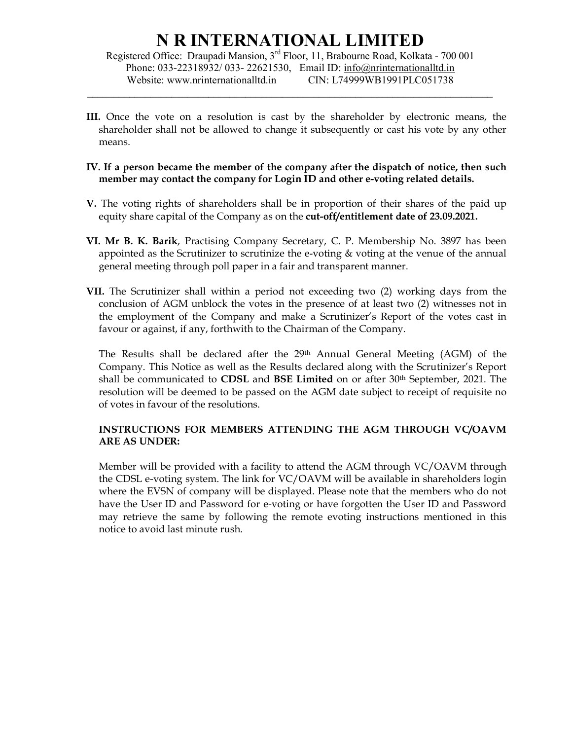**III.** Once the vote on a resolution is cast by the shareholder by electronic means, the shareholder shall not be allowed to change it subsequently or cast his vote by any other means.

**IV. If a person became the member of the company after the dispatch of notice, then such member may contact the company for Login ID and other e-voting related details.**

**V.** The voting rights of shareholders shall be in proportion of their shares of the paid up equity share capital of the Company as on the **cut-off/entitlement date of 23.09.2021.**

**VI. Mr B. K. Barik**, Practising Company Secretary, C. P. Membership No. 3897 has been appointed as the Scrutinizer to scrutinize the e-voting & voting at the venue of the annual general meeting through poll paper in a fair and transparent manner.

**VII.** The Scrutinizer shall within a period not exceeding two (2) working days from the conclusion of AGM unblock the votes in the presence of at least two (2) witnesses not in the employment of the Company and make a Scrutinizer's Report of the votes cast in favour or against, if any, forthwith to the Chairman of the Company.

The Results shall be declared after the 29th Annual General Meeting (AGM) of the Company. This Notice as well as the Results declared along with the Scrutinizer's Report shall be communicated to **CDSL** and **BSE Limited** on or after 30th September, 2021. The resolution will be deemed to be passed on the AGM date subject to receipt of requisite no of votes in favour of the resolutions.

**INSTRUCTIONS FOR MEMBERS ATTENDING THE AGM THROUGH VC/OAVM ARE AS UNDER:**

Member will be provided with a facility to attend the AGM through VC/OAVM through the CDSL e-voting system. The link for VC/OAVM will be available in shareholders login where the EVSN of company will be displayed. Please note that the members who do not have the User ID and Password for e-voting or have forgotten the User ID and Password may retrieve the same by following the remote evoting instructions mentioned in this notice to avoid last minute rush.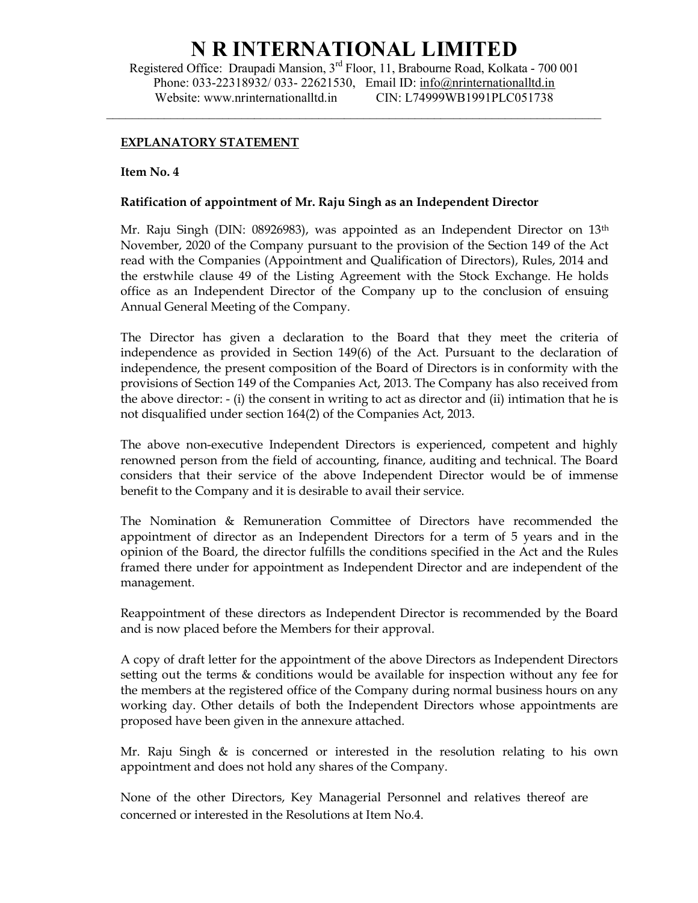# N R INTERNATIONAL LIMITED

Registered Office: Draupadi Mansion, 3rd Floor, 11, Brabourne Road, Kolkata - 700 001
Phone: 033-22318932/ 033- 22621530, Email ID: info@nrinternationalltd.in
Website: www.nrinternationalltd.in CIN: L74999WB1991PLC051738

## EXPLANATORY STATEMENT

**Item No. 4**

**Ratification of appointment of Mr. Raju Singh as an Independent Director**

Mr. Raju Singh (DIN: 08926983), was appointed as an Independent Director on 13th November, 2020 of the Company pursuant to the provision of the Section 149 of the Act read with the Companies (Appointment and Qualification of Directors), Rules, 2014 and the erstwhile clause 49 of the Listing Agreement with the Stock Exchange. He holds office as an Independent Director of the Company up to the conclusion of ensuing Annual General Meeting of the Company.

The Director has given a declaration to the Board that they meet the criteria of independence as provided in Section 149(6) of the Act. Pursuant to the declaration of independence, the present composition of the Board of Directors is in conformity with the provisions of Section 149 of the Companies Act, 2013. The Company has also received from the above director: - (i) the consent in writing to act as director and (ii) intimation that he is not disqualified under section 164(2) of the Companies Act, 2013.

The above non-executive Independent Directors is experienced, competent and highly renowned person from the field of accounting, finance, auditing and technical. The Board considers that their service of the above Independent Director would be of immense benefit to the Company and it is desirable to avail their service.

The Nomination & Remuneration Committee of Directors have recommended the appointment of director as an Independent Directors for a term of 5 years and in the opinion of the Board, the director fulfills the conditions specified in the Act and the Rules framed there under for appointment as Independent Director and are independent of the management.

Reappointment of these directors as Independent Director is recommended by the Board and is now placed before the Members for their approval.

A copy of draft letter for the appointment of the above Directors as Independent Directors setting out the terms & conditions would be available for inspection without any fee for the members at the registered office of the Company during normal business hours on any working day. Other details of both the Independent Directors whose appointments are proposed have been given in the annexure attached.

Mr. Raju Singh & is concerned or interested in the resolution relating to his own appointment and does not hold any shares of the Company.

None of the other Directors, Key Managerial Personnel and relatives thereof are concerned or interested in the Resolutions at Item No.4.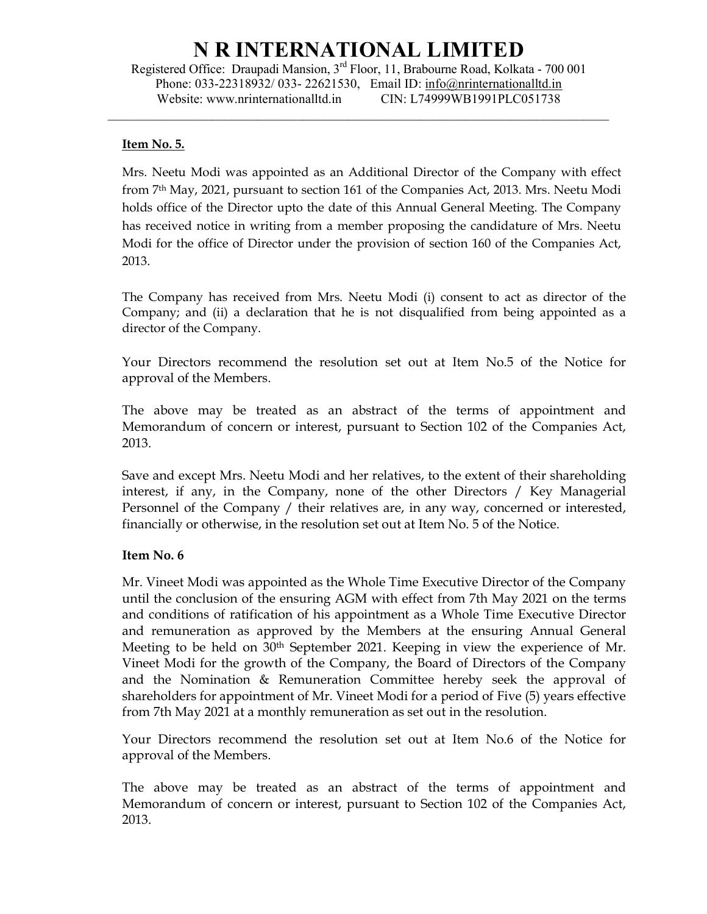# N R INTERNATIONAL LIMITED

Registered Office: Draupadi Mansion, 3rd Floor, 11, Brabourne Road, Kolkata - 700 001
Phone: 033-22318932/ 033- 22621530, Email ID: info@nrinternationalltd.in
Website: www.nrinternationalltd.in CIN: L74999WB1991PLC051738

**Item No. 5.**

Mrs. Neetu Modi was appointed as an Additional Director of the Company with effect from 7th May, 2021, pursuant to section 161 of the Companies Act, 2013. Mrs. Neetu Modi holds office of the Director upto the date of this Annual General Meeting. The Company has received notice in writing from a member proposing the candidature of Mrs. Neetu Modi for the office of Director under the provision of section 160 of the Companies Act, 2013.

The Company has received from Mrs. Neetu Modi (i) consent to act as director of the Company; and (ii) a declaration that he is not disqualified from being appointed as a director of the Company.

Your Directors recommend the resolution set out at Item No.5 of the Notice for approval of the Members.

The above may be treated as an abstract of the terms of appointment and Memorandum of concern or interest, pursuant to Section 102 of the Companies Act, 2013.

Save and except Mrs. Neetu Modi and her relatives, to the extent of their shareholding interest, if any, in the Company, none of the other Directors / Key Managerial Personnel of the Company / their relatives are, in any way, concerned or interested, financially or otherwise, in the resolution set out at Item No. 5 of the Notice.

**Item No. 6**

Mr. Vineet Modi was appointed as the Whole Time Executive Director of the Company until the conclusion of the ensuring AGM with effect from 7th May 2021 on the terms and conditions of ratification of his appointment as a Whole Time Executive Director and remuneration as approved by the Members at the ensuring Annual General Meeting to be held on 30th September 2021. Keeping in view the experience of Mr. Vineet Modi for the growth of the Company, the Board of Directors of the Company and the Nomination & Remuneration Committee hereby seek the approval of shareholders for appointment of Mr. Vineet Modi for a period of Five (5) years effective from 7th May 2021 at a monthly remuneration as set out in the resolution.

Your Directors recommend the resolution set out at Item No.6 of the Notice for approval of the Members.

The above may be treated as an abstract of the terms of appointment and Memorandum of concern or interest, pursuant to Section 102 of the Companies Act, 2013.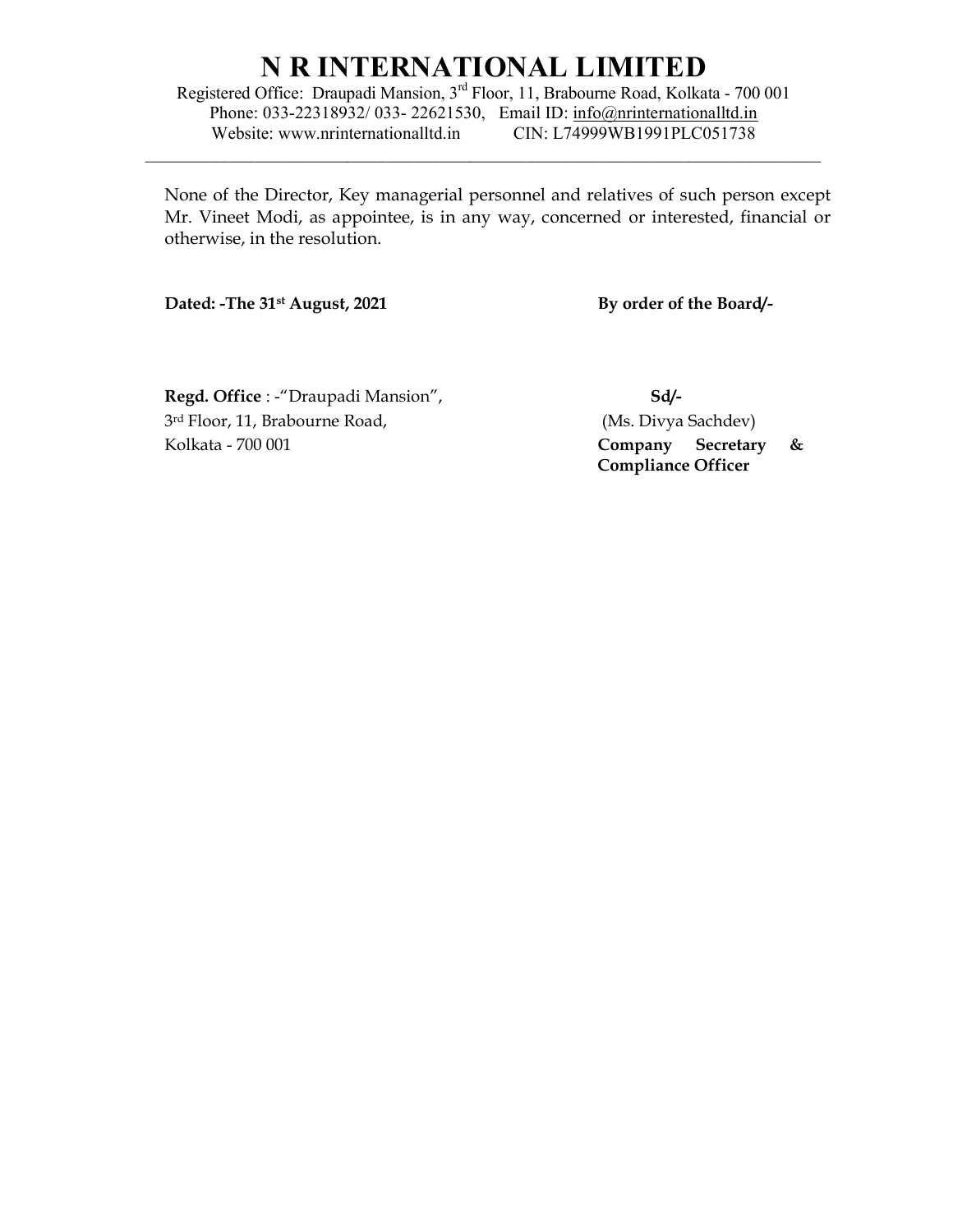None of the Director, Key managerial personnel and relatives of such person except Mr. Vineet Modi, as appointee, is in any way, concerned or interested, financial or otherwise, in the resolution.

**Dated: -The 31st August, 2021** **By order of the Board/-**

**Regd. Office** : -"Draupadi Mansion",
3rd Floor, 11, Brabourne Road,
Kolkata - 700 001

**Sd/-**
(Ms. Divya Sachdev)
**Company Secretary & Compliance Officer**